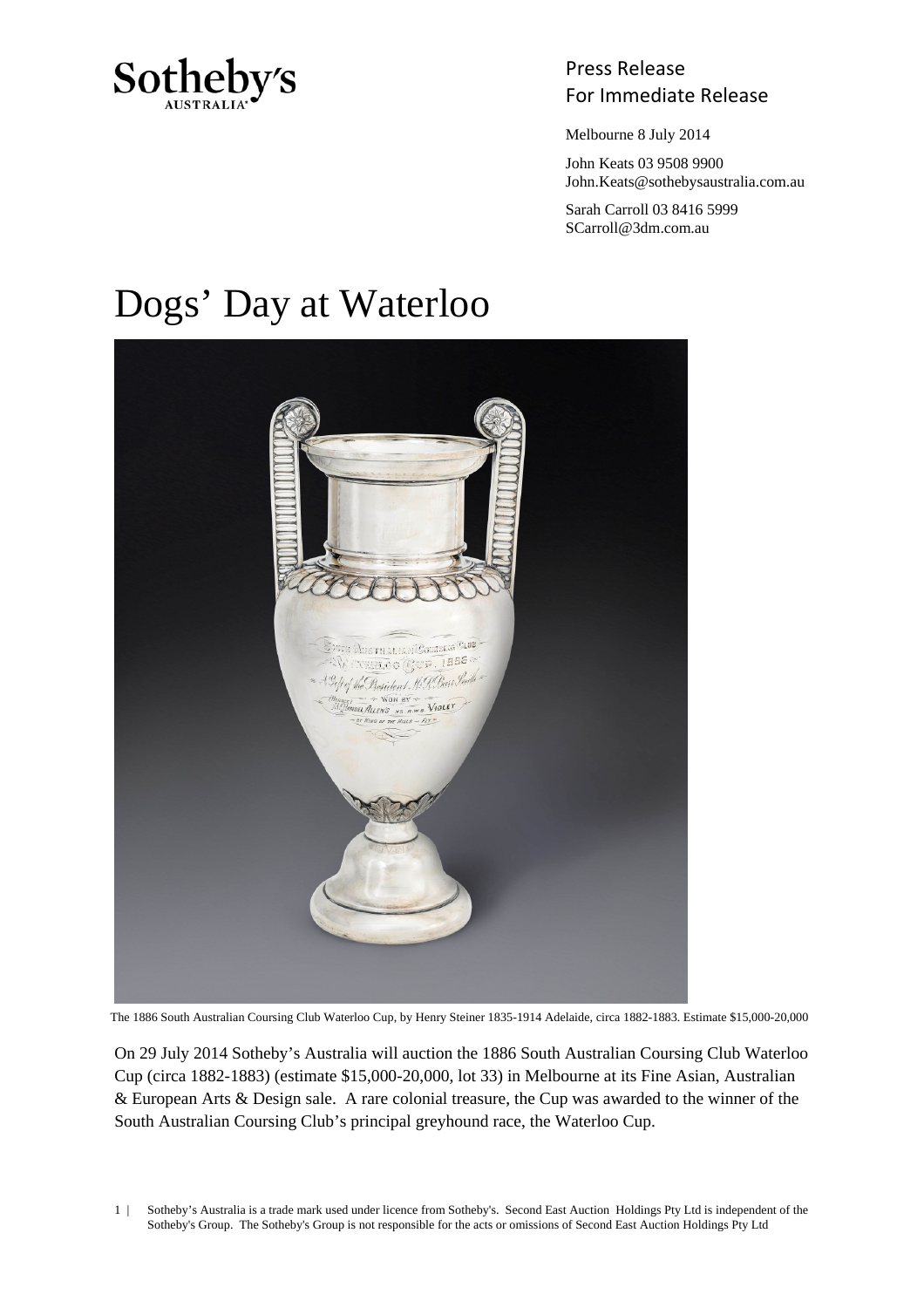Sotheby's AUSTRALIA

Press Release
For Immediate Release

Melbourne 8 July 2014

John Keats 03 9508 9900
John.Keats@sothebysaustralia.com.au

Sarah Carroll 03 8416 5999
SCarroll@3dm.com.au

# Dogs' Day at Waterloo

The 1886 South Australian Coursing Club Waterloo Cup, by Henry Steiner 1835-1914 Adelaide, circa 1882-1883. Estimate $15,000-20,000

On 29 July 2014 Sotheby's Australia will auction the 1886 South Australian Coursing Club Waterloo Cup (circa 1882-1883) (estimate $15,000-20,000, lot 33) in Melbourne at its Fine Asian, Australian & European Arts & Design sale. A rare colonial treasure, the Cup was awarded to the winner of the South Australian Coursing Club's principal greyhound race, the Waterloo Cup.

Sotheby's Australia is a trade mark used under licence from Sotheby's. Second East Auction Holdings Pty Ltd is independent of the Sotheby's Group. The Sotheby's Group is not responsible for the acts or omissions of Second East Auction Holdings Pty Ltd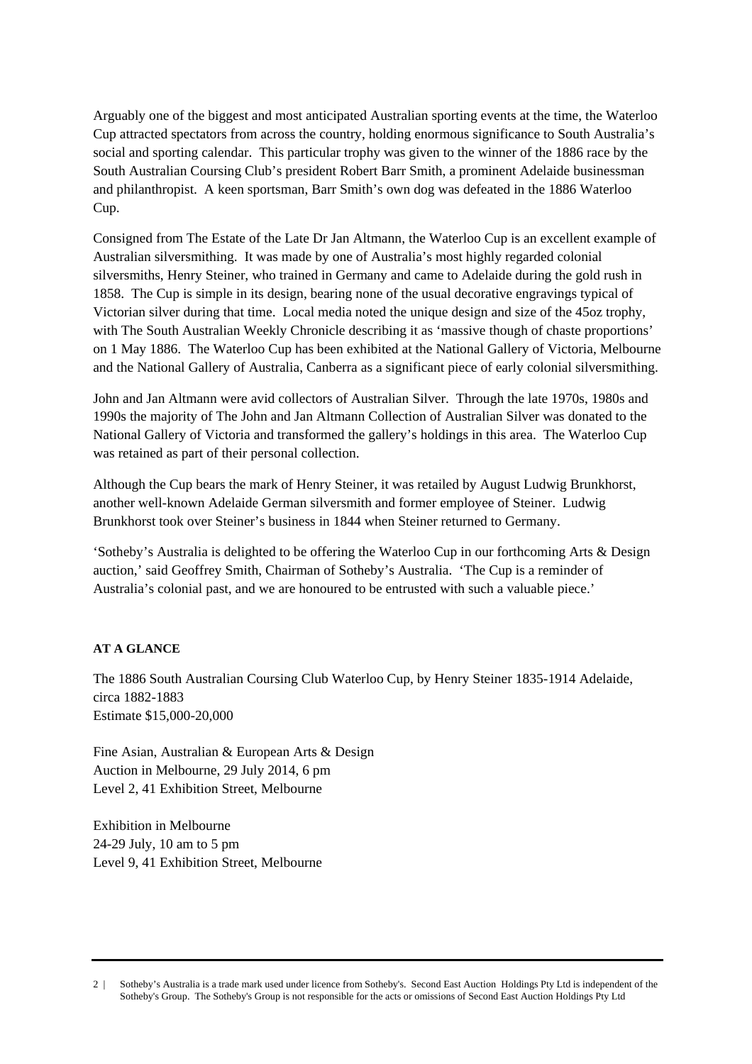Arguably one of the biggest and most anticipated Australian sporting events at the time, the Waterloo Cup attracted spectators from across the country, holding enormous significance to South Australia's social and sporting calendar. This particular trophy was given to the winner of the 1886 race by the South Australian Coursing Club's president Robert Barr Smith, a prominent Adelaide businessman and philanthropist. A keen sportsman, Barr Smith's own dog was defeated in the 1886 Waterloo Cup.

Consigned from The Estate of the Late Dr Jan Altmann, the Waterloo Cup is an excellent example of Australian silversmithing. It was made by one of Australia's most highly regarded colonial silversmiths, Henry Steiner, who trained in Germany and came to Adelaide during the gold rush in 1858. The Cup is simple in its design, bearing none of the usual decorative engravings typical of Victorian silver during that time. Local media noted the unique design and size of the 45oz trophy, with The South Australian Weekly Chronicle describing it as 'massive though of chaste proportions' on 1 May 1886. The Waterloo Cup has been exhibited at the National Gallery of Victoria, Melbourne and the National Gallery of Australia, Canberra as a significant piece of early colonial silversmithing.

John and Jan Altmann were avid collectors of Australian Silver. Through the late 1970s, 1980s and 1990s the majority of The John and Jan Altmann Collection of Australian Silver was donated to the National Gallery of Victoria and transformed the gallery's holdings in this area. The Waterloo Cup was retained as part of their personal collection.

Although the Cup bears the mark of Henry Steiner, it was retailed by August Ludwig Brunkhorst, another well-known Adelaide German silversmith and former employee of Steiner. Ludwig Brunkhorst took over Steiner's business in 1844 when Steiner returned to Germany.

'Sotheby's Australia is delighted to be offering the Waterloo Cup in our forthcoming Arts & Design auction,' said Geoffrey Smith, Chairman of Sotheby's Australia. 'The Cup is a reminder of Australia's colonial past, and we are honoured to be entrusted with such a valuable piece.'

**AT A GLANCE**

The 1886 South Australian Coursing Club Waterloo Cup, by Henry Steiner 1835-1914 Adelaide, circa 1882-1883
Estimate $15,000-20,000

Fine Asian, Australian & European Arts & Design
Auction in Melbourne, 29 July 2014, 6 pm
Level 2, 41 Exhibition Street, Melbourne

Exhibition in Melbourne
24-29 July, 10 am to 5 pm
Level 9, 41 Exhibition Street, Melbourne

Sotheby's Australia is a trade mark used under licence from Sotheby's. Second East Auction Holdings Pty Ltd is independent of the Sotheby's Group. The Sotheby's Group is not responsible for the acts or omissions of Second East Auction Holdings Pty Ltd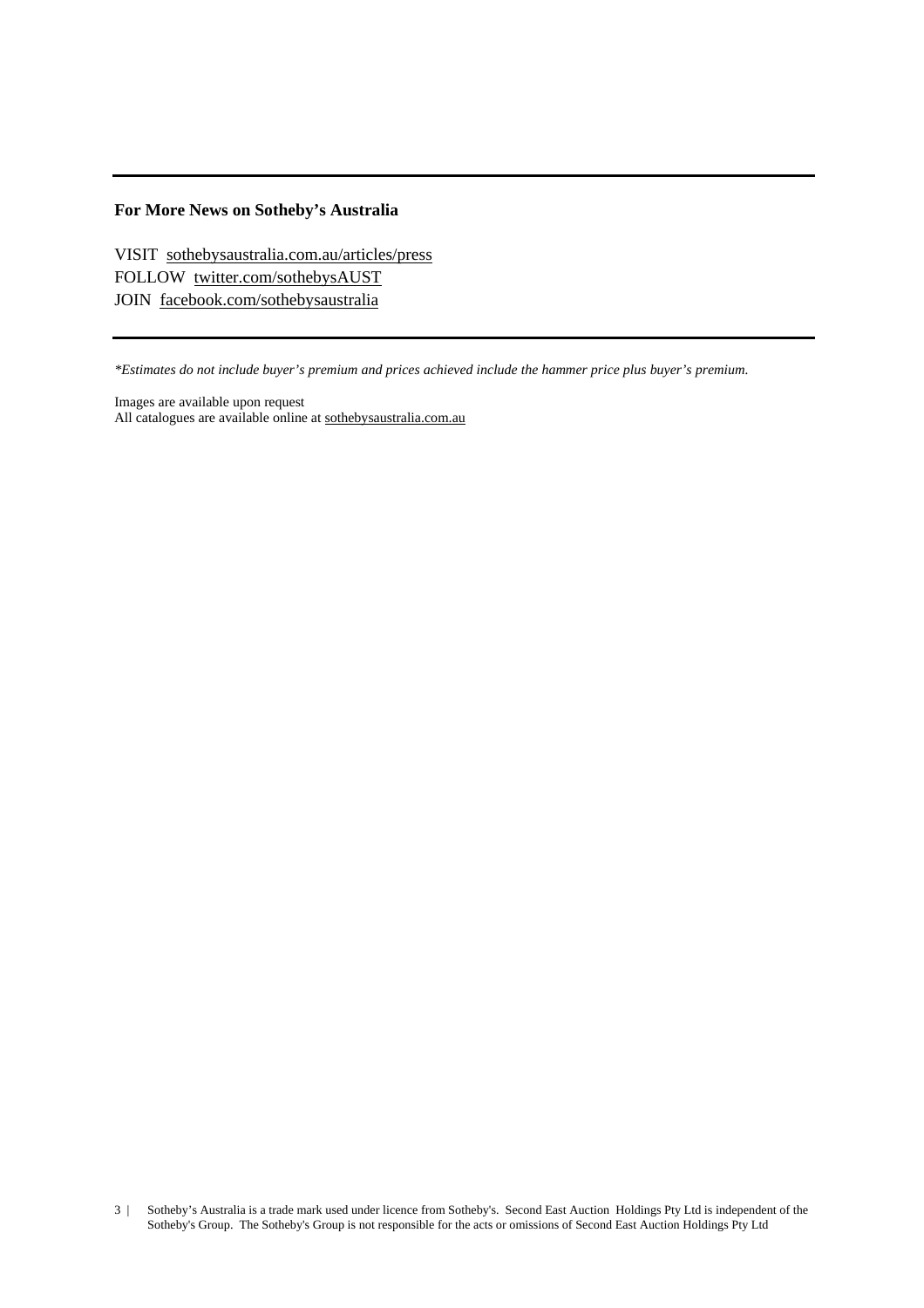---

**For More News on Sotheby's Australia**

VISIT sothebysaustralia.com.au/articles/press
FOLLOW twitter.com/sothebysAUST
JOIN facebook.com/sothebysaustralia

---

*\*Estimates do not include buyer's premium and prices achieved include the hammer price plus buyer's premium.*

Images are available upon request
All catalogues are available online at sothebysaustralia.com.au

Sotheby's Australia is a trade mark used under licence from Sotheby's. Second East Auction Holdings Pty Ltd is independent of the Sotheby's Group. The Sotheby's Group is not responsible for the acts or omissions of Second East Auction Holdings Pty Ltd